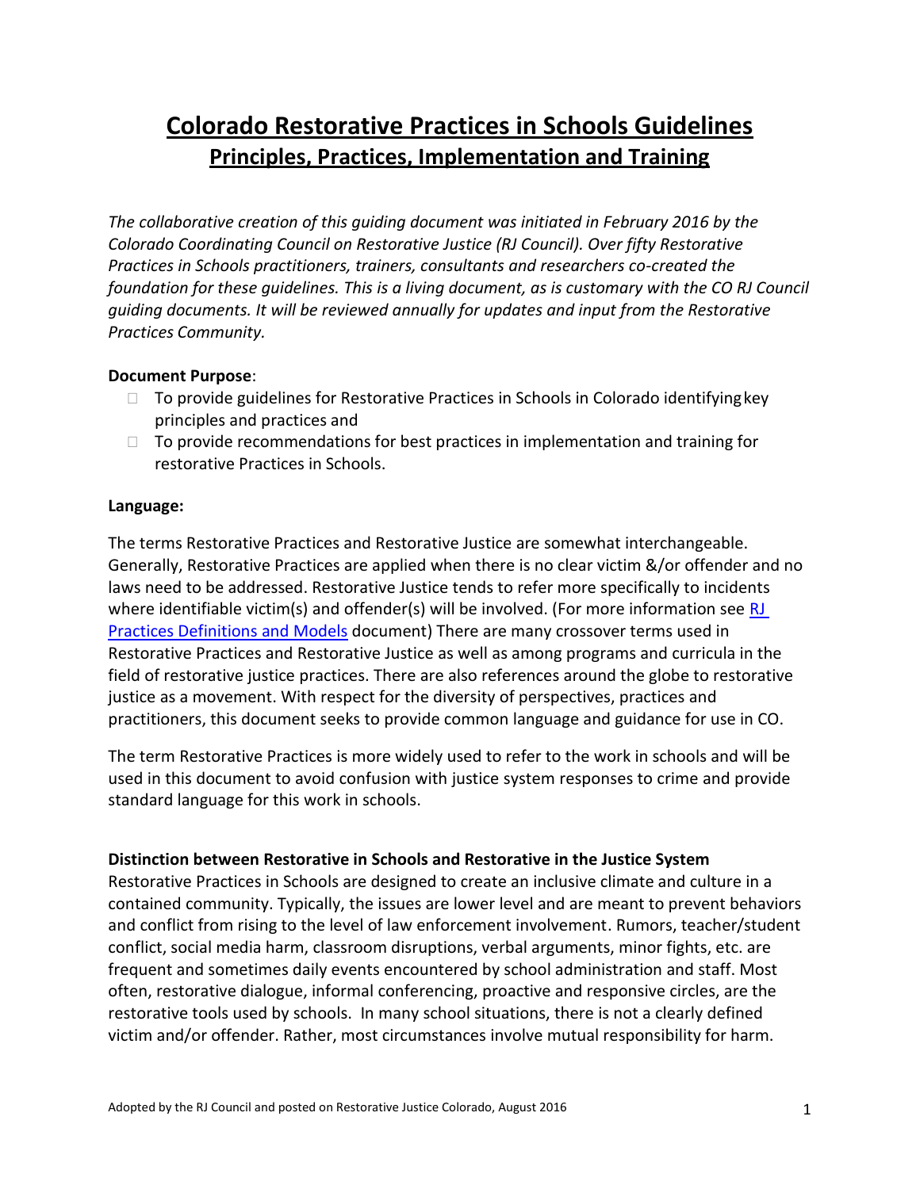# Colorado Restorative Practices in Schools Guidelines

## Principles, Practices, Implementation and Training

*The collaborative creation of this guiding document was initiated in February 2016 by the Colorado Coordinating Council on Restorative Justice (RJ Council). Over fifty Restorative Practices in Schools practitioners, trainers, consultants and researchers co-created the foundation for these guidelines. This is a living document, as is customary with the CO RJ Council guiding documents. It will be reviewed annually for updates and input from the Restorative Practices Community.*

**Document Purpose**:

- To provide guidelines for Restorative Practices in Schools in Colorado identifying key principles and practices and
- To provide recommendations for best practices in implementation and training for restorative Practices in Schools.

**Language:**

The terms Restorative Practices and Restorative Justice are somewhat interchangeable. Generally, Restorative Practices are applied when there is no clear victim &/or offender and no laws need to be addressed. Restorative Justice tends to refer more specifically to incidents where identifiable victim(s) and offender(s) will be involved. (For more information see [RJ Practices Definitions and Models] document) There are many crossover terms used in Restorative Practices and Restorative Justice as well as among programs and curricula in the field of restorative justice practices. There are also references around the globe to restorative justice as a movement. With respect for the diversity of perspectives, practices and practitioners, this document seeks to provide common language and guidance for use in CO.

The term Restorative Practices is more widely used to refer to the work in schools and will be used in this document to avoid confusion with justice system responses to crime and provide standard language for this work in schools.

**Distinction between Restorative in Schools and Restorative in the Justice System**

Restorative Practices in Schools are designed to create an inclusive climate and culture in a contained community. Typically, the issues are lower level and are meant to prevent behaviors and conflict from rising to the level of law enforcement involvement. Rumors, teacher/student conflict, social media harm, classroom disruptions, verbal arguments, minor fights, etc. are frequent and sometimes daily events encountered by school administration and staff. Most often, restorative dialogue, informal conferencing, proactive and responsive circles, are the restorative tools used by schools. In many school situations, there is not a clearly defined victim and/or offender. Rather, most circumstances involve mutual responsibility for harm.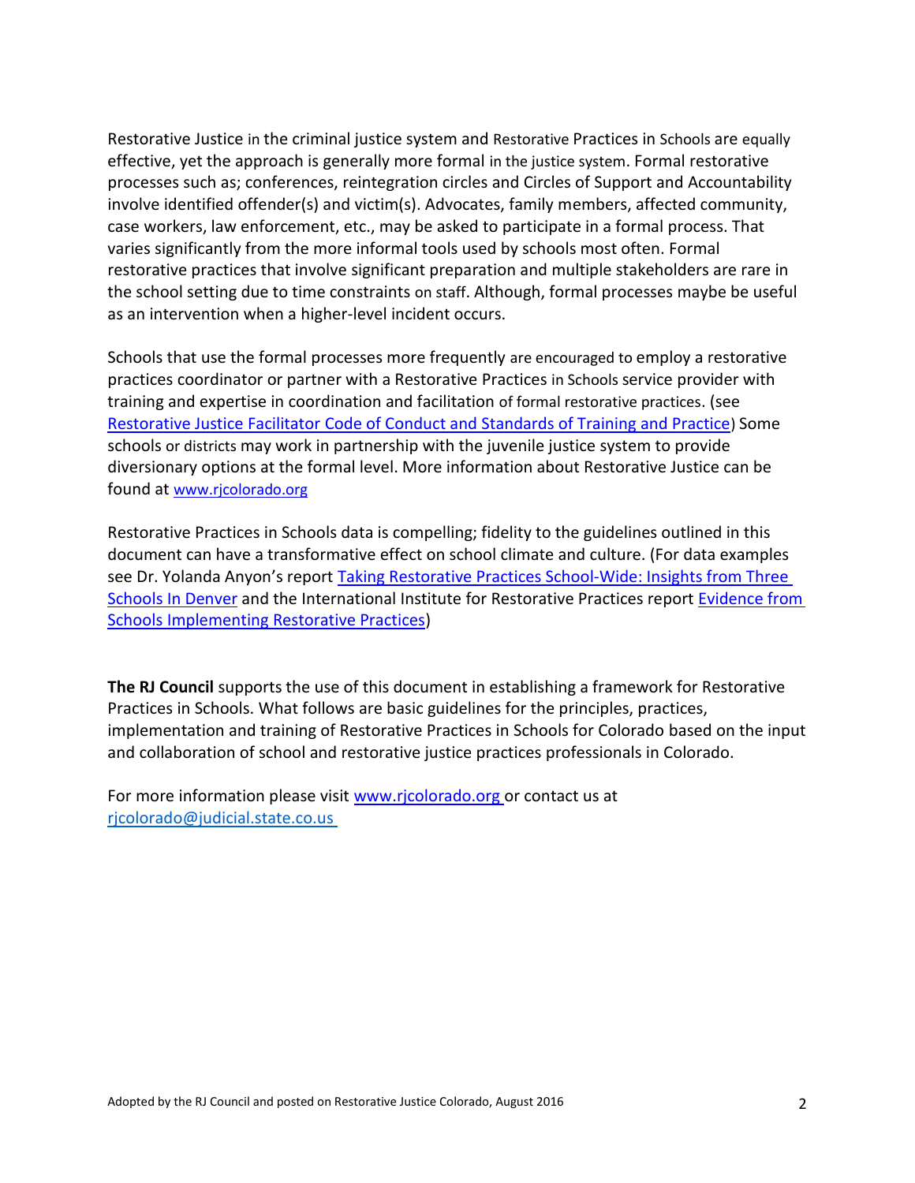Restorative Justice in the criminal justice system and Restorative Practices in Schools are equally effective, yet the approach is generally more formal in the justice system. Formal restorative processes such as; conferences, reintegration circles and Circles of Support and Accountability involve identified offender(s) and victim(s). Advocates, family members, affected community, case workers, law enforcement, etc., may be asked to participate in a formal process. That varies significantly from the more informal tools used by schools most often. Formal restorative practices that involve significant preparation and multiple stakeholders are rare in the school setting due to time constraints on staff. Although, formal processes maybe be useful as an intervention when a higher-level incident occurs.

Schools that use the formal processes more frequently are encouraged to employ a restorative practices coordinator or partner with a Restorative Practices in Schools service provider with training and expertise in coordination and facilitation of formal restorative practices. (see [Restorative Justice Facilitator Code of Conduct and Standards of Training and Practice]) Some schools or districts may work in partnership with the juvenile justice system to provide diversionary options at the formal level. More information about Restorative Justice can be found at www.rjcolorado.org

Restorative Practices in Schools data is compelling; fidelity to the guidelines outlined in this document can have a transformative effect on school climate and culture. (For data examples see Dr. Yolanda Anyon's report Taking Restorative Practices School-Wide: Insights from Three Schools In Denver and the International Institute for Restorative Practices report Evidence from Schools Implementing Restorative Practices)

**The RJ Council** supports the use of this document in establishing a framework for Restorative Practices in Schools. What follows are basic guidelines for the principles, practices, implementation and training of Restorative Practices in Schools for Colorado based on the input and collaboration of school and restorative justice practices professionals in Colorado.

For more information please visit www.rjcolorado.org or contact us at rjcolorado@judicial.state.co.us

Adopted by the RJ Council and posted on Restorative Justice Colorado, August 2016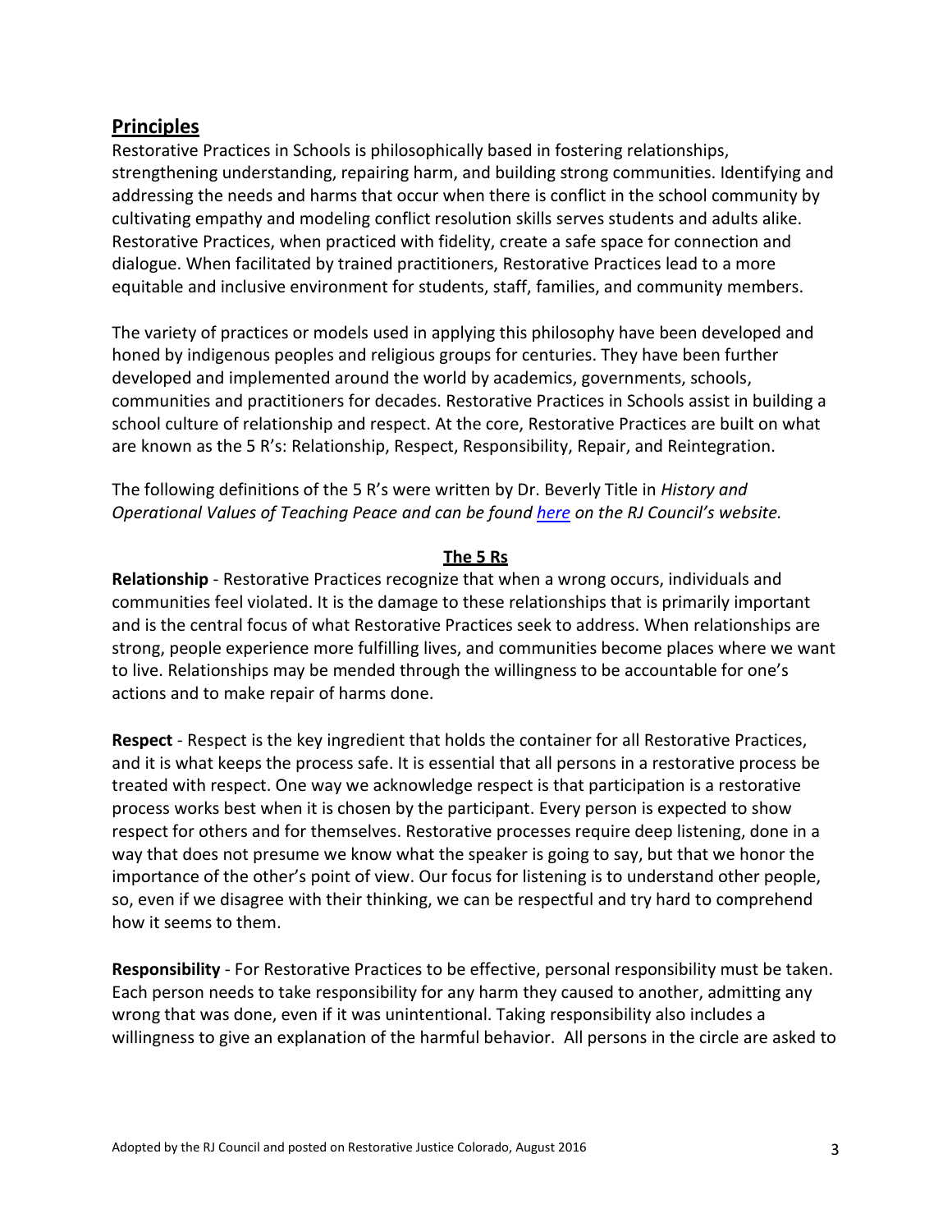## Principles

Restorative Practices in Schools is philosophically based in fostering relationships, strengthening understanding, repairing harm, and building strong communities. Identifying and addressing the needs and harms that occur when there is conflict in the school community by cultivating empathy and modeling conflict resolution skills serves students and adults alike. Restorative Practices, when practiced with fidelity, create a safe space for connection and dialogue. When facilitated by trained practitioners, Restorative Practices lead to a more equitable and inclusive environment for students, staff, families, and community members.

The variety of practices or models used in applying this philosophy have been developed and honed by indigenous peoples and religious groups for centuries. They have been further developed and implemented around the world by academics, governments, schools, communities and practitioners for decades. Restorative Practices in Schools assist in building a school culture of relationship and respect. At the core, Restorative Practices are built on what are known as the 5 R's: Relationship, Respect, Responsibility, Repair, and Reintegration.

The following definitions of the 5 R's were written by Dr. Beverly Title in *History and Operational Values of Teaching Peace and can be found [here] on the RJ Council's website.*

### The 5 Rs

**Relationship** - Restorative Practices recognize that when a wrong occurs, individuals and communities feel violated. It is the damage to these relationships that is primarily important and is the central focus of what Restorative Practices seek to address. When relationships are strong, people experience more fulfilling lives, and communities become places where we want to live. Relationships may be mended through the willingness to be accountable for one's actions and to make repair of harms done.

**Respect** - Respect is the key ingredient that holds the container for all Restorative Practices, and it is what keeps the process safe. It is essential that all persons in a restorative process be treated with respect. One way we acknowledge respect is that participation is a restorative process works best when it is chosen by the participant. Every person is expected to show respect for others and for themselves. Restorative processes require deep listening, done in a way that does not presume we know what the speaker is going to say, but that we honor the importance of the other's point of view. Our focus for listening is to understand other people, so, even if we disagree with their thinking, we can be respectful and try hard to comprehend how it seems to them.

**Responsibility** - For Restorative Practices to be effective, personal responsibility must be taken. Each person needs to take responsibility for any harm they caused to another, admitting any wrong that was done, even if it was unintentional. Taking responsibility also includes a willingness to give an explanation of the harmful behavior. All persons in the circle are asked to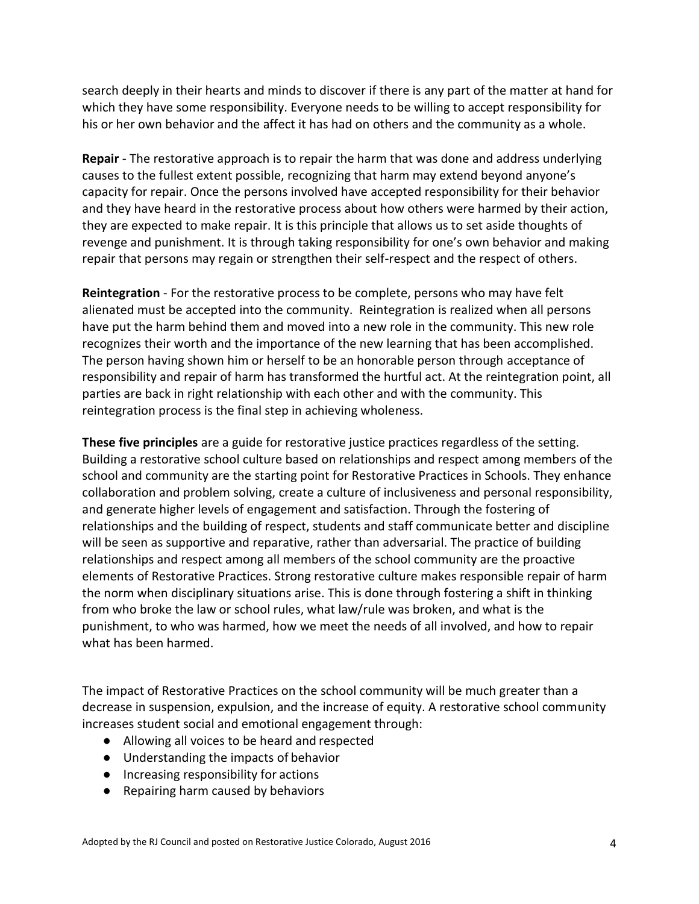search deeply in their hearts and minds to discover if there is any part of the matter at hand for which they have some responsibility. Everyone needs to be willing to accept responsibility for his or her own behavior and the affect it has had on others and the community as a whole.

**Repair** - The restorative approach is to repair the harm that was done and address underlying causes to the fullest extent possible, recognizing that harm may extend beyond anyone's capacity for repair. Once the persons involved have accepted responsibility for their behavior and they have heard in the restorative process about how others were harmed by their action, they are expected to make repair. It is this principle that allows us to set aside thoughts of revenge and punishment. It is through taking responsibility for one's own behavior and making repair that persons may regain or strengthen their self-respect and the respect of others.

**Reintegration** - For the restorative process to be complete, persons who may have felt alienated must be accepted into the community. Reintegration is realized when all persons have put the harm behind them and moved into a new role in the community. This new role recognizes their worth and the importance of the new learning that has been accomplished. The person having shown him or herself to be an honorable person through acceptance of responsibility and repair of harm has transformed the hurtful act. At the reintegration point, all parties are back in right relationship with each other and with the community. This reintegration process is the final step in achieving wholeness.

**These five principles** are a guide for restorative justice practices regardless of the setting. Building a restorative school culture based on relationships and respect among members of the school and community are the starting point for Restorative Practices in Schools. They enhance collaboration and problem solving, create a culture of inclusiveness and personal responsibility, and generate higher levels of engagement and satisfaction. Through the fostering of relationships and the building of respect, students and staff communicate better and discipline will be seen as supportive and reparative, rather than adversarial. The practice of building relationships and respect among all members of the school community are the proactive elements of Restorative Practices. Strong restorative culture makes responsible repair of harm the norm when disciplinary situations arise. This is done through fostering a shift in thinking from who broke the law or school rules, what law/rule was broken, and what is the punishment, to who was harmed, how we meet the needs of all involved, and how to repair what has been harmed.

The impact of Restorative Practices on the school community will be much greater than a decrease in suspension, expulsion, and the increase of equity. A restorative school community increases student social and emotional engagement through:

- Allowing all voices to be heard and respected
- Understanding the impacts of behavior
- Increasing responsibility for actions
- Repairing harm caused by behaviors

Adopted by the RJ Council and posted on Restorative Justice Colorado, August 2016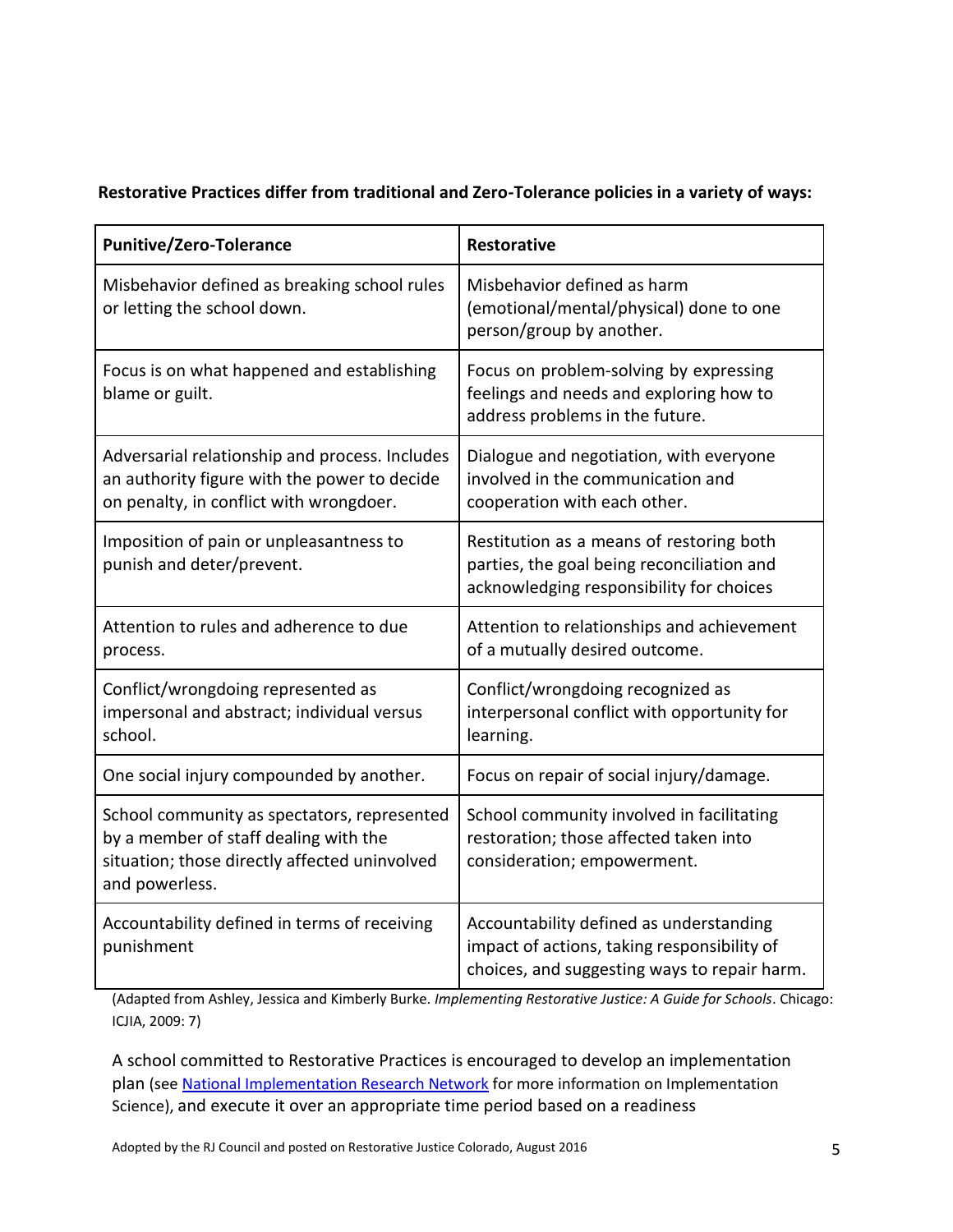**Restorative Practices differ from traditional and Zero-Tolerance policies in a variety of ways:**

| Punitive/Zero-Tolerance | Restorative |
| --- | --- |
| Misbehavior defined as breaking school rules or letting the school down. | Misbehavior defined as harm (emotional/mental/physical) done to one person/group by another. |
| Focus is on what happened and establishing blame or guilt. | Focus on problem-solving by expressing feelings and needs and exploring how to address problems in the future. |
| Adversarial relationship and process. Includes an authority figure with the power to decide on penalty, in conflict with wrongdoer. | Dialogue and negotiation, with everyone involved in the communication and cooperation with each other. |
| Imposition of pain or unpleasantness to punish and deter/prevent. | Restitution as a means of restoring both parties, the goal being reconciliation and acknowledging responsibility for choices |
| Attention to rules and adherence to due process. | Attention to relationships and achievement of a mutually desired outcome. |
| Conflict/wrongdoing represented as impersonal and abstract; individual versus school. | Conflict/wrongdoing recognized as interpersonal conflict with opportunity for learning. |
| One social injury compounded by another. | Focus on repair of social injury/damage. |
| School community as spectators, represented by a member of staff dealing with the situation; those directly affected uninvolved and powerless. | School community involved in facilitating restoration; those affected taken into consideration; empowerment. |
| Accountability defined in terms of receiving punishment | Accountability defined as understanding impact of actions, taking responsibility of choices, and suggesting ways to repair harm. |

(Adapted from Ashley, Jessica and Kimberly Burke. *Implementing Restorative Justice: A Guide for Schools*. Chicago: ICJIA, 2009: 7)

A school committed to Restorative Practices is encouraged to develop an implementation plan (see National Implementation Research Network for more information on Implementation Science), and execute it over an appropriate time period based on a readiness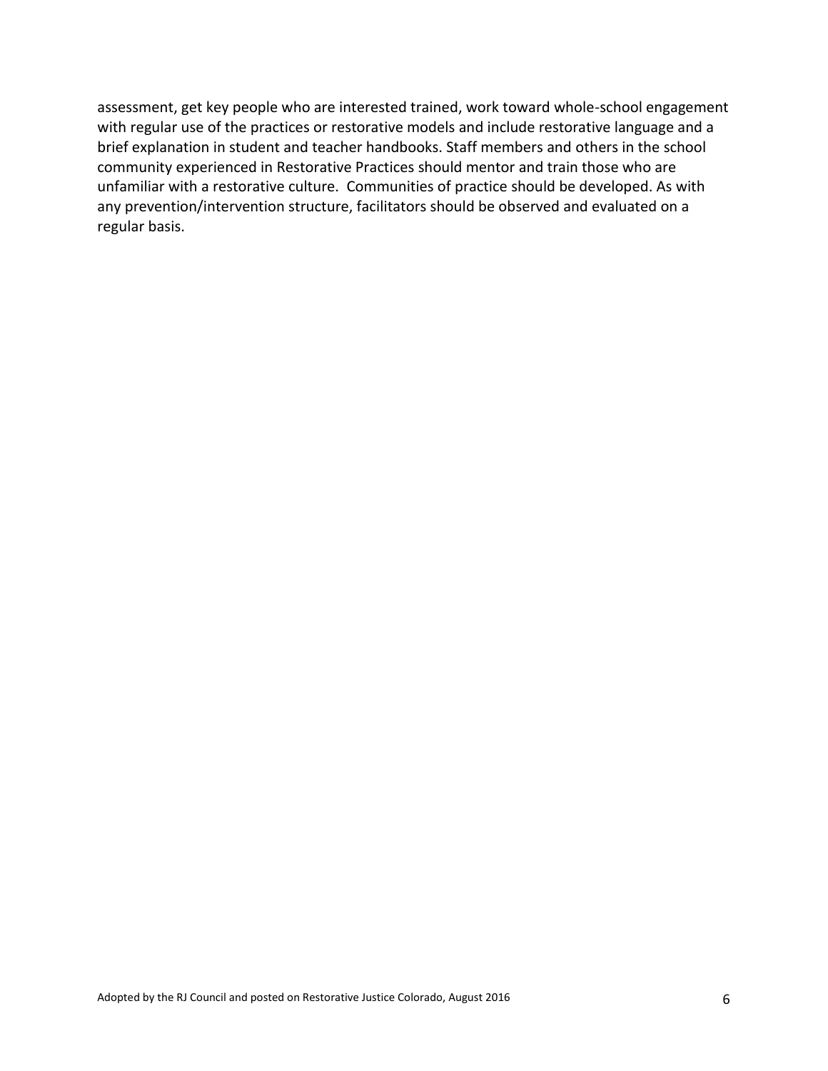assessment, get key people who are interested trained, work toward whole-school engagement with regular use of the practices or restorative models and include restorative language and a brief explanation in student and teacher handbooks. Staff members and others in the school community experienced in Restorative Practices should mentor and train those who are unfamiliar with a restorative culture. Communities of practice should be developed. As with any prevention/intervention structure, facilitators should be observed and evaluated on a regular basis.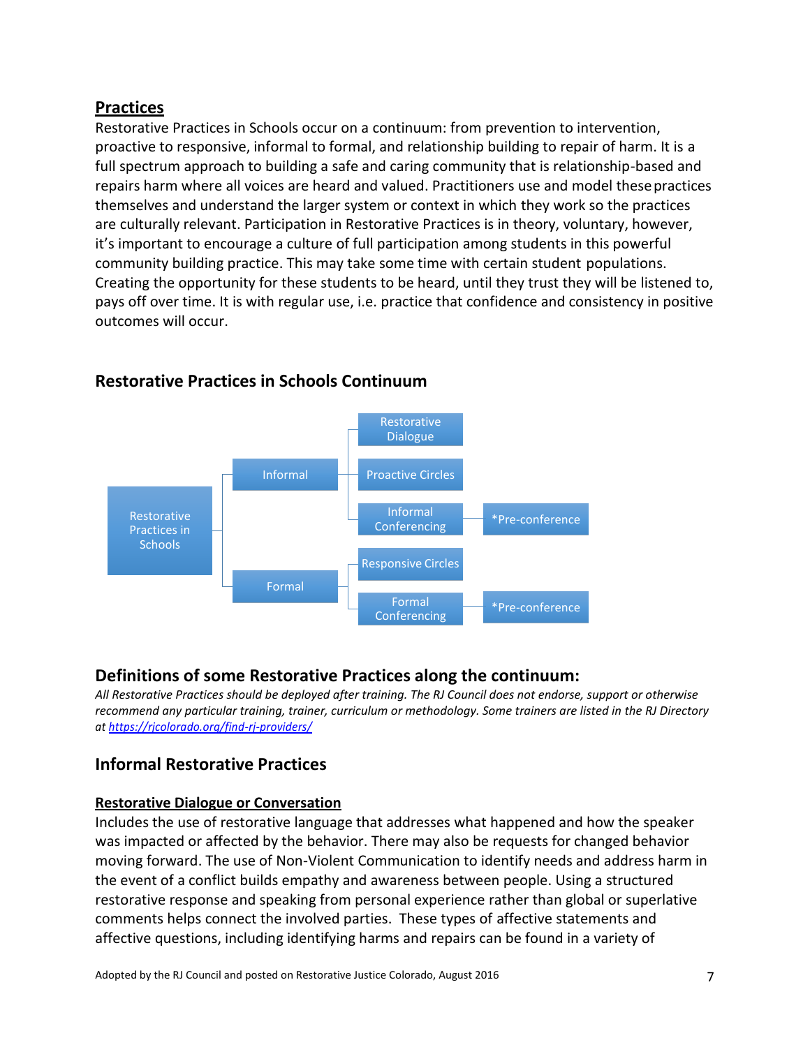## **Practices**

Restorative Practices in Schools occur on a continuum: from prevention to intervention, proactive to responsive, informal to formal, and relationship building to repair of harm. It is a full spectrum approach to building a safe and caring community that is relationship-based and repairs harm where all voices are heard and valued. Practitioners use and model these practices themselves and understand the larger system or context in which they work so the practices are culturally relevant. Participation in Restorative Practices is in theory, voluntary, however, it's important to encourage a culture of full participation among students in this powerful community building practice. This may take some time with certain student populations. Creating the opportunity for these students to be heard, until they trust they will be listened to, pays off over time. It is with regular use, i.e. practice that confidence and consistency in positive outcomes will occur.

### Restorative Practices in Schools Continuum

- Restorative Practices in Schools
  - Informal
    - Restorative Dialogue
    - Proactive Circles
    - Informal Conferencing
      - *Pre-conference
  - Formal
    - Responsive Circles
    - Formal Conferencing
      - *Pre-conference

## Definitions of some Restorative Practices along the continuum:

*All Restorative Practices should be deployed after training. The RJ Council does not endorse, support or otherwise recommend any particular training, trainer, curriculum or methodology. Some trainers are listed in the RJ Directory at https://rjcolorado.org/find-rj-providers/*

## Informal Restorative Practices

**Restorative Dialogue or Conversation**

Includes the use of restorative language that addresses what happened and how the speaker was impacted or affected by the behavior. There may also be requests for changed behavior moving forward. The use of Non-Violent Communication to identify needs and address harm in the event of a conflict builds empathy and awareness between people. Using a structured restorative response and speaking from personal experience rather than global or superlative comments helps connect the involved parties. These types of affective statements and affective questions, including identifying harms and repairs can be found in a variety of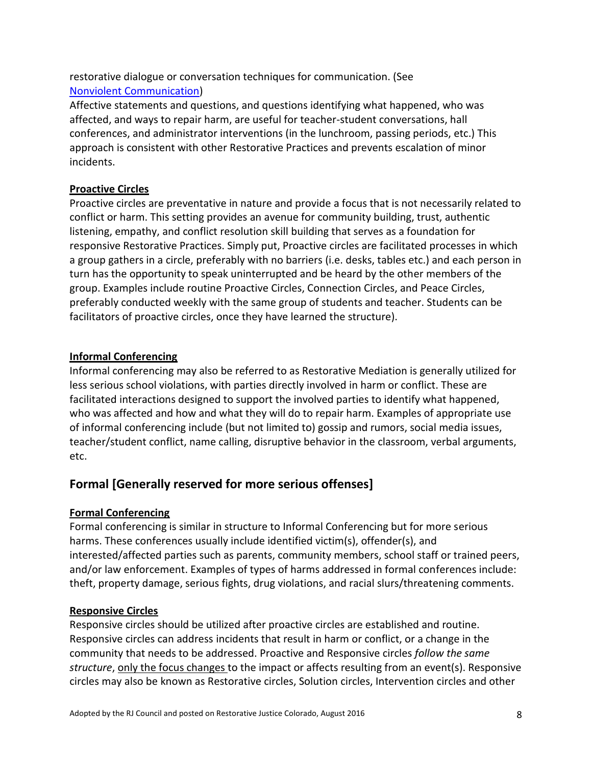restorative dialogue or conversation techniques for communication. (See [Nonviolent Communication](Nonviolent Communication))

Affective statements and questions, and questions identifying what happened, who was affected, and ways to repair harm, are useful for teacher-student conversations, hall conferences, and administrator interventions (in the lunchroom, passing periods, etc.) This approach is consistent with other Restorative Practices and prevents escalation of minor incidents.

**Proactive Circles**

Proactive circles are preventative in nature and provide a focus that is not necessarily related to conflict or harm. This setting provides an avenue for community building, trust, authentic listening, empathy, and conflict resolution skill building that serves as a foundation for responsive Restorative Practices. Simply put, Proactive circles are facilitated processes in which a group gathers in a circle, preferably with no barriers (i.e. desks, tables etc.) and each person in turn has the opportunity to speak uninterrupted and be heard by the other members of the group. Examples include routine Proactive Circles, Connection Circles, and Peace Circles, preferably conducted weekly with the same group of students and teacher. Students can be facilitators of proactive circles, once they have learned the structure).

**Informal Conferencing**

Informal conferencing may also be referred to as Restorative Mediation is generally utilized for less serious school violations, with parties directly involved in harm or conflict. These are facilitated interactions designed to support the involved parties to identify what happened, who was affected and how and what they will do to repair harm. Examples of appropriate use of informal conferencing include (but not limited to) gossip and rumors, social media issues, teacher/student conflict, name calling, disruptive behavior in the classroom, verbal arguments, etc.

## Formal [Generally reserved for more serious offenses]

**Formal Conferencing**

Formal conferencing is similar in structure to Informal Conferencing but for more serious harms. These conferences usually include identified victim(s), offender(s), and interested/affected parties such as parents, community members, school staff or trained peers, and/or law enforcement. Examples of types of harms addressed in formal conferences include: theft, property damage, serious fights, drug violations, and racial slurs/threatening comments.

**Responsive Circles**

Responsive circles should be utilized after proactive circles are established and routine. Responsive circles can address incidents that result in harm or conflict, or a change in the community that needs to be addressed. Proactive and Responsive circles *follow the same structure*, only the focus changes to the impact or affects resulting from an event(s). Responsive circles may also be known as Restorative circles, Solution circles, Intervention circles and other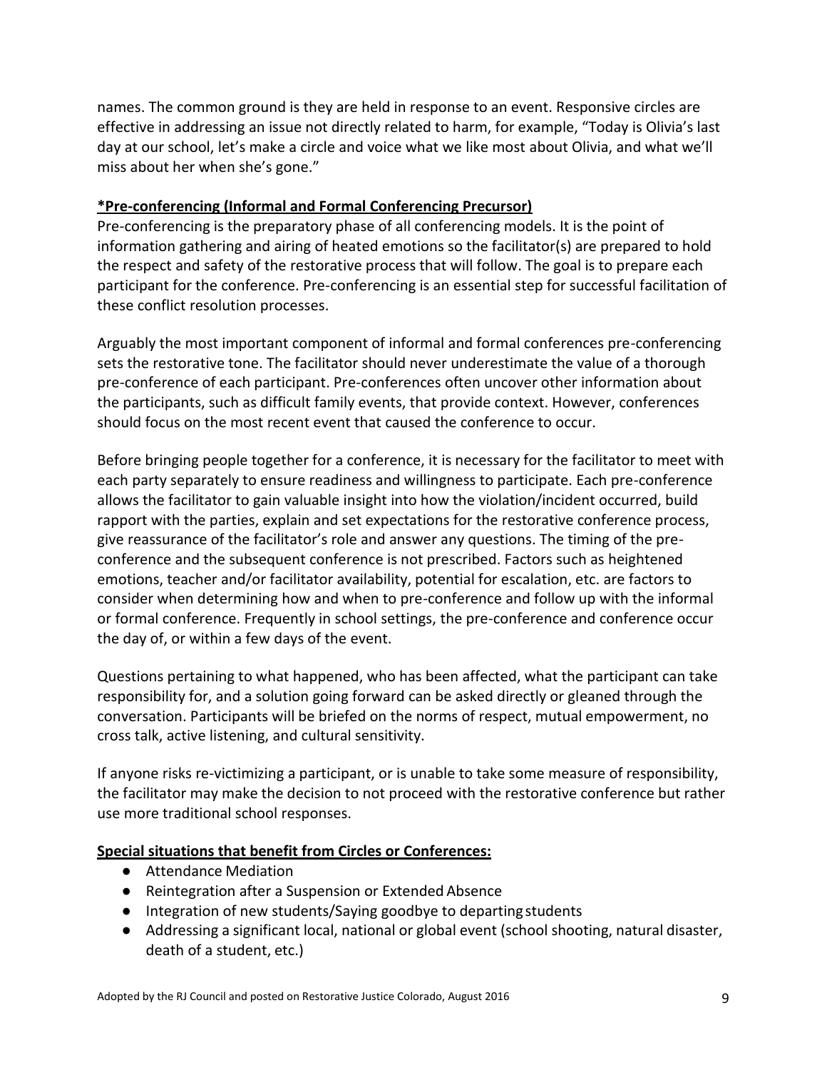names. The common ground is they are held in response to an event. Responsive circles are effective in addressing an issue not directly related to harm, for example, "Today is Olivia's last day at our school, let's make a circle and voice what we like most about Olivia, and what we'll miss about her when she's gone."

**\*Pre-conferencing (Informal and Formal Conferencing Precursor)**

Pre-conferencing is the preparatory phase of all conferencing models. It is the point of information gathering and airing of heated emotions so the facilitator(s) are prepared to hold the respect and safety of the restorative process that will follow. The goal is to prepare each participant for the conference. Pre-conferencing is an essential step for successful facilitation of these conflict resolution processes.

Arguably the most important component of informal and formal conferences pre-conferencing sets the restorative tone. The facilitator should never underestimate the value of a thorough pre-conference of each participant. Pre-conferences often uncover other information about the participants, such as difficult family events, that provide context. However, conferences should focus on the most recent event that caused the conference to occur.

Before bringing people together for a conference, it is necessary for the facilitator to meet with each party separately to ensure readiness and willingness to participate. Each pre-conference allows the facilitator to gain valuable insight into how the violation/incident occurred, build rapport with the parties, explain and set expectations for the restorative conference process, give reassurance of the facilitator's role and answer any questions. The timing of the pre-conference and the subsequent conference is not prescribed. Factors such as heightened emotions, teacher and/or facilitator availability, potential for escalation, etc. are factors to consider when determining how and when to pre-conference and follow up with the informal or formal conference. Frequently in school settings, the pre-conference and conference occur the day of, or within a few days of the event.

Questions pertaining to what happened, who has been affected, what the participant can take responsibility for, and a solution going forward can be asked directly or gleaned through the conversation. Participants will be briefed on the norms of respect, mutual empowerment, no cross talk, active listening, and cultural sensitivity.

If anyone risks re-victimizing a participant, or is unable to take some measure of responsibility, the facilitator may make the decision to not proceed with the restorative conference but rather use more traditional school responses.

**Special situations that benefit from Circles or Conferences:**

- Attendance Mediation
- Reintegration after a Suspension or Extended Absence
- Integration of new students/Saying goodbye to departing students
- Addressing a significant local, national or global event (school shooting, natural disaster, death of a student, etc.)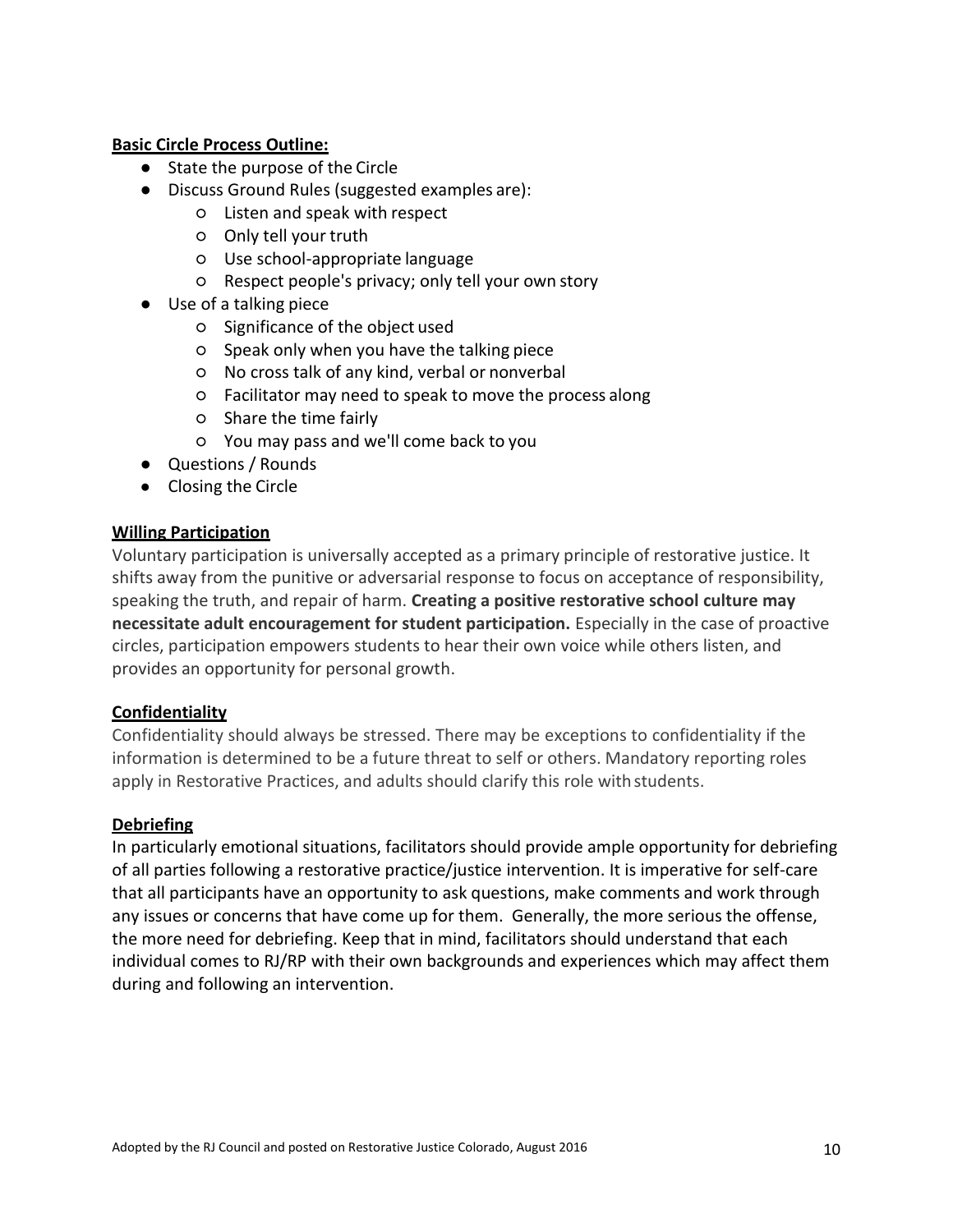**Basic Circle Process Outline:**

- State the purpose of the Circle
- Discuss Ground Rules (suggested examples are):
    - Listen and speak with respect
    - Only tell your truth
    - Use school-appropriate language
    - Respect people's privacy; only tell your own story
- Use of a talking piece
    - Significance of the object used
    - Speak only when you have the talking piece
    - No cross talk of any kind, verbal or nonverbal
    - Facilitator may need to speak to move the process along
    - Share the time fairly
    - You may pass and we'll come back to you
- Questions / Rounds
- Closing the Circle

**Willing Participation**

Voluntary participation is universally accepted as a primary principle of restorative justice. It shifts away from the punitive or adversarial response to focus on acceptance of responsibility, speaking the truth, and repair of harm. **Creating a positive restorative school culture may necessitate adult encouragement for student participation.** Especially in the case of proactive circles, participation empowers students to hear their own voice while others listen, and provides an opportunity for personal growth.

**Confidentiality**

Confidentiality should always be stressed. There may be exceptions to confidentiality if the information is determined to be a future threat to self or others. Mandatory reporting roles apply in Restorative Practices, and adults should clarify this role with students.

**Debriefing**

In particularly emotional situations, facilitators should provide ample opportunity for debriefing of all parties following a restorative practice/justice intervention. It is imperative for self-care that all participants have an opportunity to ask questions, make comments and work through any issues or concerns that have come up for them. Generally, the more serious the offense, the more need for debriefing. Keep that in mind, facilitators should understand that each individual comes to RJ/RP with their own backgrounds and experiences which may affect them during and following an intervention.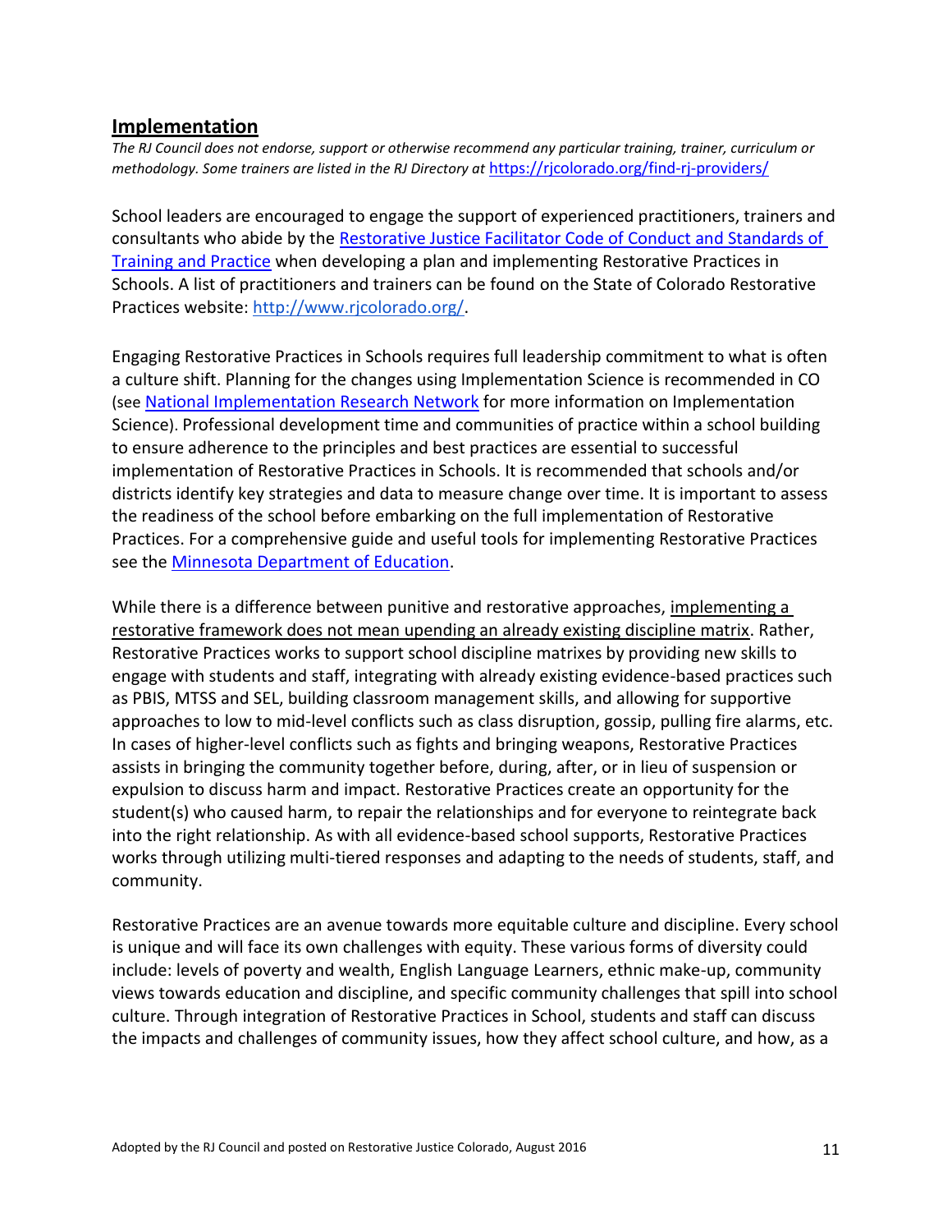## Implementation

*The RJ Council does not endorse, support or otherwise recommend any particular training, trainer, curriculum or methodology. Some trainers are listed in the RJ Directory at* [https://rjcolorado.org/find-rj-providers/](https://rjcolorado.org/find-rj-providers/)

School leaders are encouraged to engage the support of experienced practitioners, trainers and consultants who abide by the Restorative Justice Facilitator Code of Conduct and Standards of Training and Practice when developing a plan and implementing Restorative Practices in Schools. A list of practitioners and trainers can be found on the State of Colorado Restorative Practices website: [http://www.rjcolorado.org/](http://www.rjcolorado.org/).

Engaging Restorative Practices in Schools requires full leadership commitment to what is often a culture shift. Planning for the changes using Implementation Science is recommended in CO (see National Implementation Research Network for more information on Implementation Science). Professional development time and communities of practice within a school building to ensure adherence to the principles and best practices are essential to successful implementation of Restorative Practices in Schools. It is recommended that schools and/or districts identify key strategies and data to measure change over time. It is important to assess the readiness of the school before embarking on the full implementation of Restorative Practices. For a comprehensive guide and useful tools for implementing Restorative Practices see the Minnesota Department of Education.

While there is a difference between punitive and restorative approaches, <u>implementing a restorative framework does not mean upending an already existing discipline matrix</u>. Rather, Restorative Practices works to support school discipline matrixes by providing new skills to engage with students and staff, integrating with already existing evidence-based practices such as PBIS, MTSS and SEL, building classroom management skills, and allowing for supportive approaches to low to mid-level conflicts such as class disruption, gossip, pulling fire alarms, etc. In cases of higher-level conflicts such as fights and bringing weapons, Restorative Practices assists in bringing the community together before, during, after, or in lieu of suspension or expulsion to discuss harm and impact. Restorative Practices create an opportunity for the student(s) who caused harm, to repair the relationships and for everyone to reintegrate back into the right relationship. As with all evidence-based school supports, Restorative Practices works through utilizing multi-tiered responses and adapting to the needs of students, staff, and community.

Restorative Practices are an avenue towards more equitable culture and discipline. Every school is unique and will face its own challenges with equity. These various forms of diversity could include: levels of poverty and wealth, English Language Learners, ethnic make-up, community views towards education and discipline, and specific community challenges that spill into school culture. Through integration of Restorative Practices in School, students and staff can discuss the impacts and challenges of community issues, how they affect school culture, and how, as a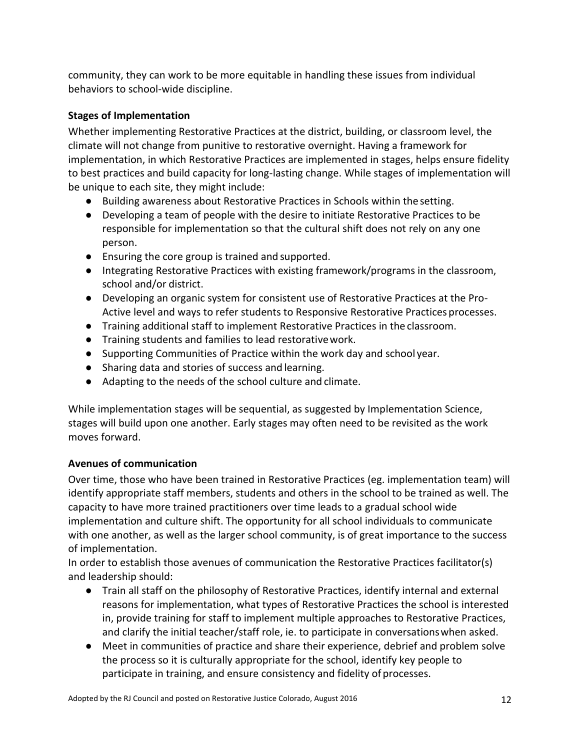community, they can work to be more equitable in handling these issues from individual behaviors to school-wide discipline.

**Stages of Implementation**

Whether implementing Restorative Practices at the district, building, or classroom level, the climate will not change from punitive to restorative overnight. Having a framework for implementation, in which Restorative Practices are implemented in stages, helps ensure fidelity to best practices and build capacity for long-lasting change. While stages of implementation will be unique to each site, they might include:

- Building awareness about Restorative Practices in Schools within the setting.
- Developing a team of people with the desire to initiate Restorative Practices to be responsible for implementation so that the cultural shift does not rely on any one person.
- Ensuring the core group is trained and supported.
- Integrating Restorative Practices with existing framework/programs in the classroom, school and/or district.
- Developing an organic system for consistent use of Restorative Practices at the Pro-Active level and ways to refer students to Responsive Restorative Practices processes.
- Training additional staff to implement Restorative Practices in the classroom.
- Training students and families to lead restorative work.
- Supporting Communities of Practice within the work day and school year.
- Sharing data and stories of success and learning.
- Adapting to the needs of the school culture and climate.

While implementation stages will be sequential, as suggested by Implementation Science, stages will build upon one another. Early stages may often need to be revisited as the work moves forward.

**Avenues of communication**

Over time, those who have been trained in Restorative Practices (eg. implementation team) will identify appropriate staff members, students and others in the school to be trained as well. The capacity to have more trained practitioners over time leads to a gradual school wide implementation and culture shift. The opportunity for all school individuals to communicate with one another, as well as the larger school community, is of great importance to the success of implementation.

In order to establish those avenues of communication the Restorative Practices facilitator(s) and leadership should:

- Train all staff on the philosophy of Restorative Practices, identify internal and external reasons for implementation, what types of Restorative Practices the school is interested in, provide training for staff to implement multiple approaches to Restorative Practices, and clarify the initial teacher/staff role, ie. to participate in conversations when asked.
- Meet in communities of practice and share their experience, debrief and problem solve the process so it is culturally appropriate for the school, identify key people to participate in training, and ensure consistency and fidelity of processes.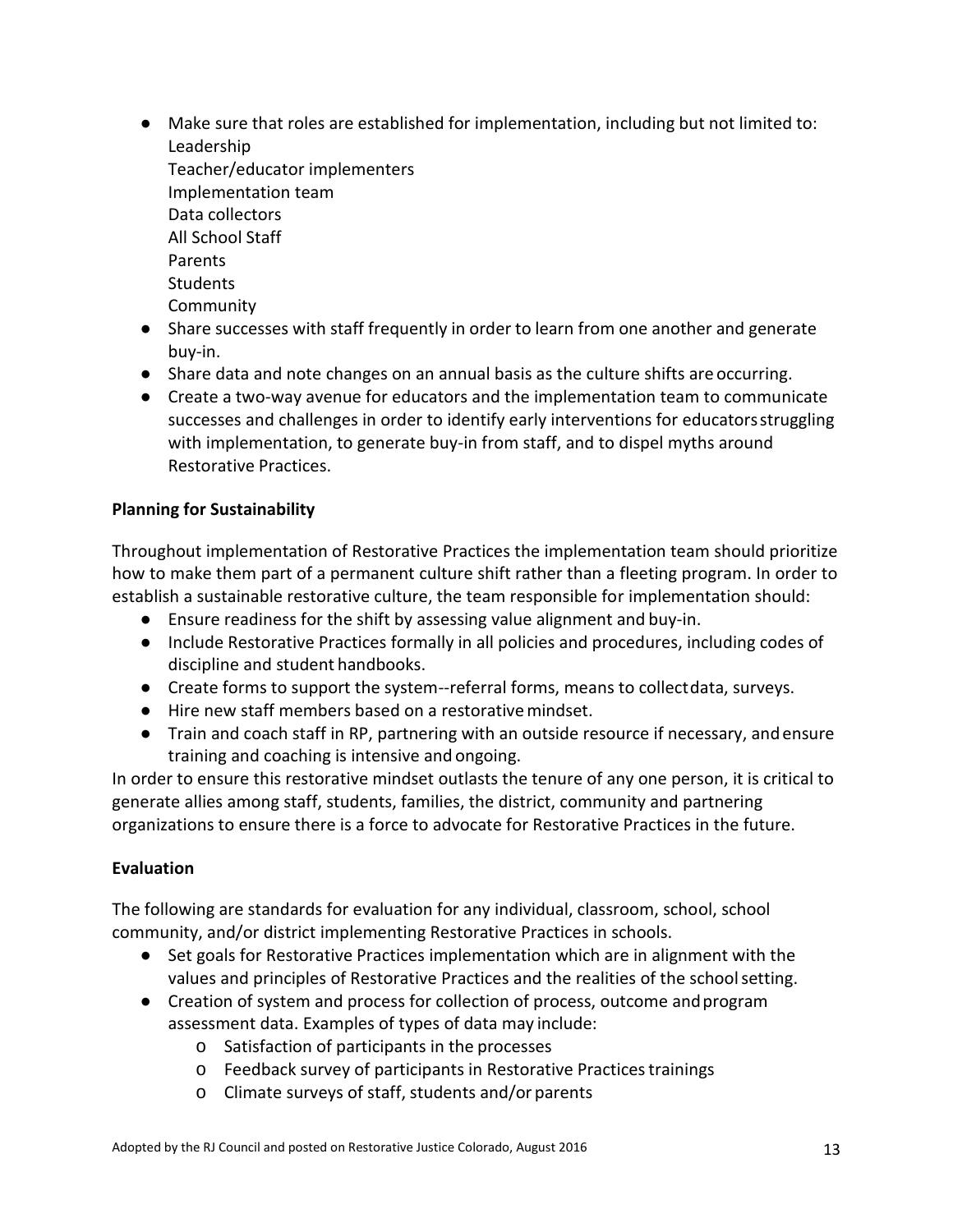- Make sure that roles are established for implementation, including but not limited to:
  Leadership
  Teacher/educator implementers
  Implementation team
  Data collectors
  All School Staff
  Parents
  Students
  Community
- Share successes with staff frequently in order to learn from one another and generate buy-in.
- Share data and note changes on an annual basis as the culture shifts are occurring.
- Create a two-way avenue for educators and the implementation team to communicate successes and challenges in order to identify early interventions for educators struggling with implementation, to generate buy-in from staff, and to dispel myths around Restorative Practices.

**Planning for Sustainability**

Throughout implementation of Restorative Practices the implementation team should prioritize how to make them part of a permanent culture shift rather than a fleeting program. In order to establish a sustainable restorative culture, the team responsible for implementation should:

- Ensure readiness for the shift by assessing value alignment and buy-in.
- Include Restorative Practices formally in all policies and procedures, including codes of discipline and student handbooks.
- Create forms to support the system--referral forms, means to collect data, surveys.
- Hire new staff members based on a restorative mindset.
- Train and coach staff in RP, partnering with an outside resource if necessary, and ensure training and coaching is intensive and ongoing.

In order to ensure this restorative mindset outlasts the tenure of any one person, it is critical to generate allies among staff, students, families, the district, community and partnering organizations to ensure there is a force to advocate for Restorative Practices in the future.

**Evaluation**

The following are standards for evaluation for any individual, classroom, school, school community, and/or district implementing Restorative Practices in schools.

- Set goals for Restorative Practices implementation which are in alignment with the values and principles of Restorative Practices and the realities of the school setting.
- Creation of system and process for collection of process, outcome and program assessment data. Examples of types of data may include:
  - Satisfaction of participants in the processes
  - Feedback survey of participants in Restorative Practices trainings
  - Climate surveys of staff, students and/or parents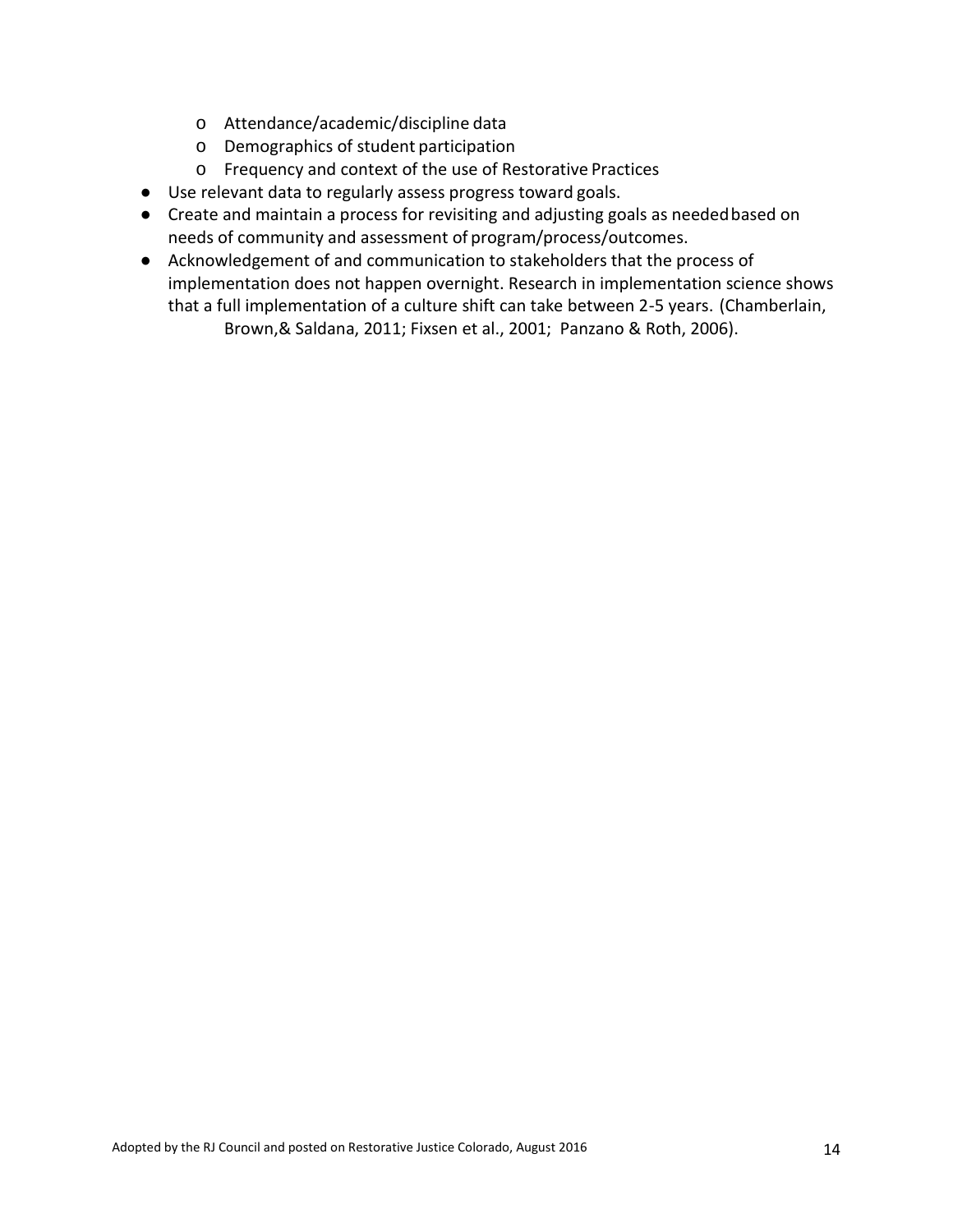- Attendance/academic/discipline data
  - Demographics of student participation
  - Frequency and context of the use of Restorative Practices
- Use relevant data to regularly assess progress toward goals.
- Create and maintain a process for revisiting and adjusting goals as needed based on needs of community and assessment of program/process/outcomes.
- Acknowledgement of and communication to stakeholders that the process of implementation does not happen overnight. Research in implementation science shows that a full implementation of a culture shift can take between 2-5 years. (Chamberlain, Brown,& Saldana, 2011; Fixsen et al., 2001; Panzano & Roth, 2006).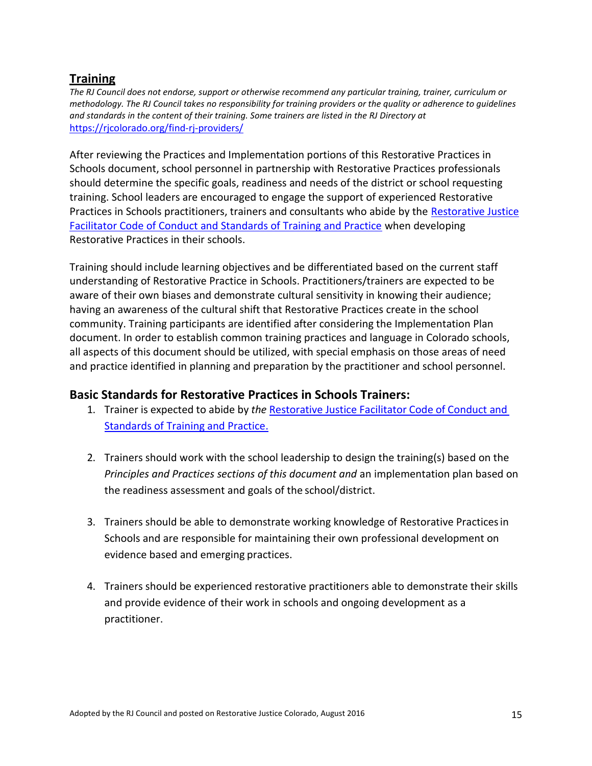## Training

*The RJ Council does not endorse, support or otherwise recommend any particular training, trainer, curriculum or methodology. The RJ Council takes no responsibility for training providers or the quality or adherence to guidelines and standards in the content of their training. Some trainers are listed in the RJ Directory at* [https://rjcolorado.org/find-rj-providers/](https://rjcolorado.org/find-rj-providers/)

After reviewing the Practices and Implementation portions of this Restorative Practices in Schools document, school personnel in partnership with Restorative Practices professionals should determine the specific goals, readiness and needs of the district or school requesting training. School leaders are encouraged to engage the support of experienced Restorative Practices in Schools practitioners, trainers and consultants who abide by the Restorative Justice Facilitator Code of Conduct and Standards of Training and Practice when developing Restorative Practices in their schools.

Training should include learning objectives and be differentiated based on the current staff understanding of Restorative Practice in Schools. Practitioners/trainers are expected to be aware of their own biases and demonstrate cultural sensitivity in knowing their audience; having an awareness of the cultural shift that Restorative Practices create in the school community. Training participants are identified after considering the Implementation Plan document. In order to establish common training practices and language in Colorado schools, all aspects of this document should be utilized, with special emphasis on those areas of need and practice identified in planning and preparation by the practitioner and school personnel.

### Basic Standards for Restorative Practices in Schools Trainers:

1. Trainer is expected to abide by *the* Restorative Justice Facilitator Code of Conduct and Standards of Training and Practice.

2. Trainers should work with the school leadership to design the training(s) based on the *Principles and Practices sections of this document and* an implementation plan based on the readiness assessment and goals of the school/district.

3. Trainers should be able to demonstrate working knowledge of Restorative Practices in Schools and are responsible for maintaining their own professional development on evidence based and emerging practices.

4. Trainers should be experienced restorative practitioners able to demonstrate their skills and provide evidence of their work in schools and ongoing development as a practitioner.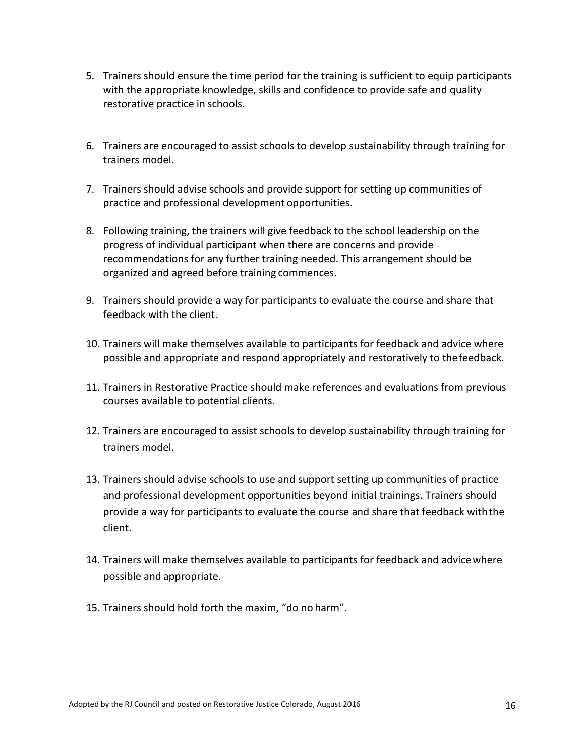5. Trainers should ensure the time period for the training is sufficient to equip participants with the appropriate knowledge, skills and confidence to provide safe and quality restorative practice in schools.

6. Trainers are encouraged to assist schools to develop sustainability through training for trainers model.

7. Trainers should advise schools and provide support for setting up communities of practice and professional development opportunities.

8. Following training, the trainers will give feedback to the school leadership on the progress of individual participant when there are concerns and provide recommendations for any further training needed. This arrangement should be organized and agreed before training commences.

9. Trainers should provide a way for participants to evaluate the course and share that feedback with the client.

10. Trainers will make themselves available to participants for feedback and advice where possible and appropriate and respond appropriately and restoratively to the feedback.

11. Trainers in Restorative Practice should make references and evaluations from previous courses available to potential clients.

12. Trainers are encouraged to assist schools to develop sustainability through training for trainers model.

13. Trainers should advise schools to use and support setting up communities of practice and professional development opportunities beyond initial trainings. Trainers should provide a way for participants to evaluate the course and share that feedback with the client.

14. Trainers will make themselves available to participants for feedback and advice where possible and appropriate.

15. Trainers should hold forth the maxim, "do no harm".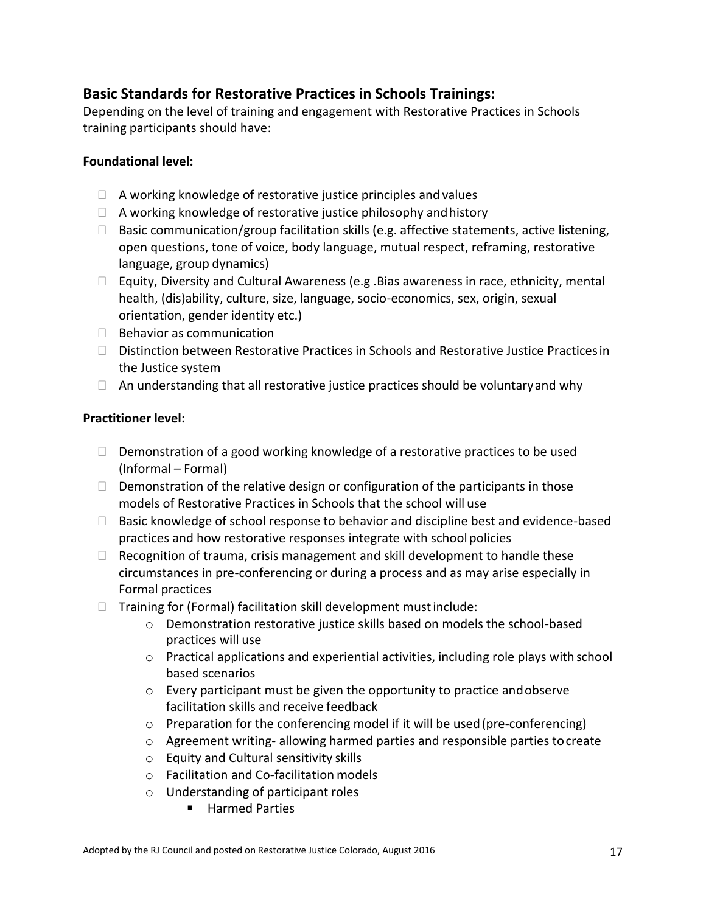## Basic Standards for Restorative Practices in Schools Trainings:

Depending on the level of training and engagement with Restorative Practices in Schools training participants should have:

### Foundational level:

- A working knowledge of restorative justice principles and values
- A working knowledge of restorative justice philosophy and history
- Basic communication/group facilitation skills (e.g. affective statements, active listening, open questions, tone of voice, body language, mutual respect, reframing, restorative language, group dynamics)
- Equity, Diversity and Cultural Awareness (e.g .Bias awareness in race, ethnicity, mental health, (dis)ability, culture, size, language, socio-economics, sex, origin, sexual orientation, gender identity etc.)
- Behavior as communication
- Distinction between Restorative Practices in Schools and Restorative Justice Practices in the Justice system
- An understanding that all restorative justice practices should be voluntary and why

### Practitioner level:

- Demonstration of a good working knowledge of a restorative practices to be used (Informal – Formal)
- Demonstration of the relative design or configuration of the participants in those models of Restorative Practices in Schools that the school will use
- Basic knowledge of school response to behavior and discipline best and evidence-based practices and how restorative responses integrate with school policies
- Recognition of trauma, crisis management and skill development to handle these circumstances in pre-conferencing or during a process and as may arise especially in Formal practices
- Training for (Formal) facilitation skill development must include:
  - Demonstration restorative justice skills based on models the school-based practices will use
  - Practical applications and experiential activities, including role plays with school based scenarios
  - Every participant must be given the opportunity to practice and observe facilitation skills and receive feedback
  - Preparation for the conferencing model if it will be used (pre-conferencing)
  - Agreement writing- allowing harmed parties and responsible parties to create
  - Equity and Cultural sensitivity skills
  - Facilitation and Co-facilitation models
  - Understanding of participant roles
    - Harmed Parties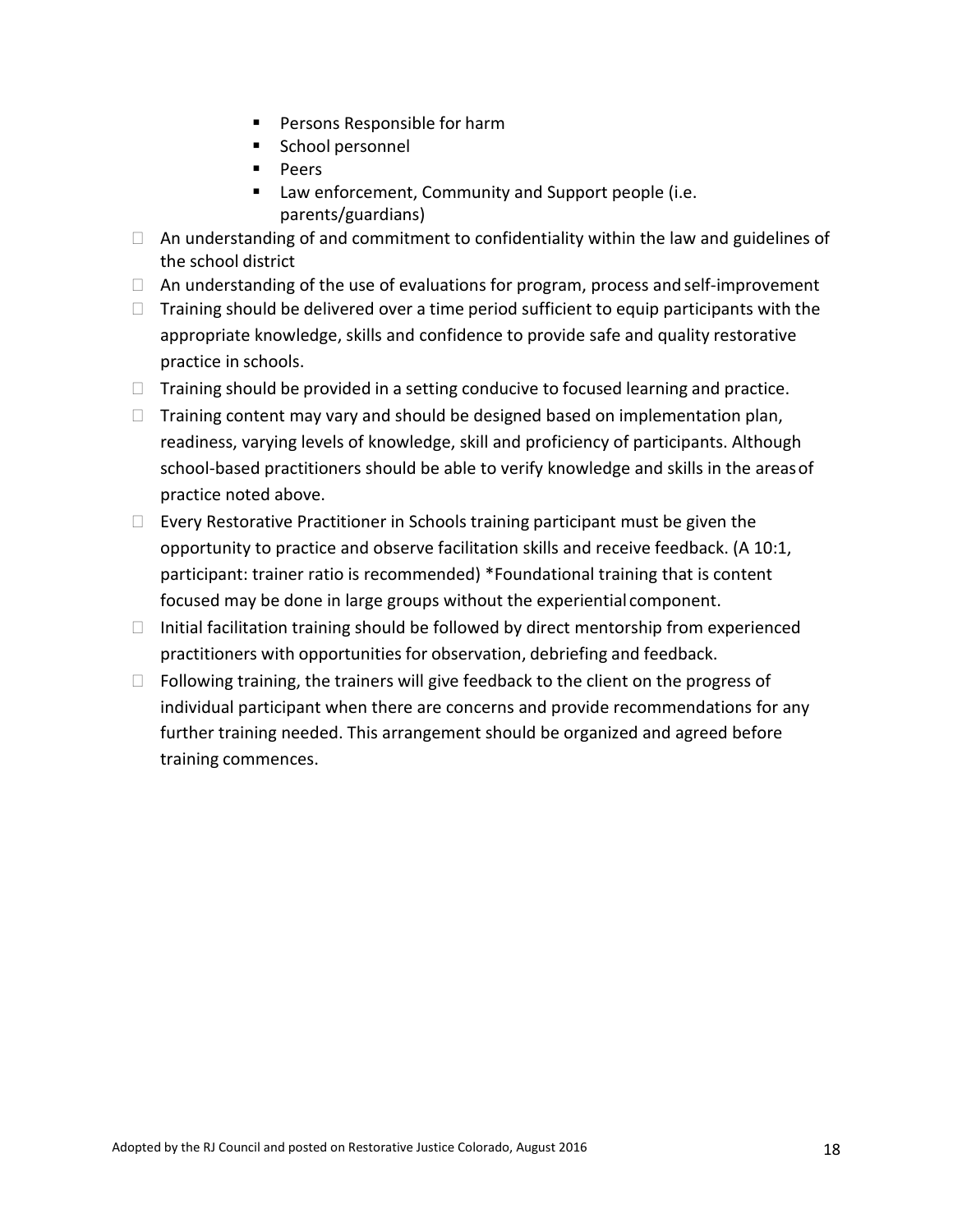- Persons Responsible for harm
    - School personnel
    - Peers
    - Law enforcement, Community and Support people (i.e. parents/guardians)
- An understanding of and commitment to confidentiality within the law and guidelines of the school district
- An understanding of the use of evaluations for program, process and self-improvement
- Training should be delivered over a time period sufficient to equip participants with the appropriate knowledge, skills and confidence to provide safe and quality restorative practice in schools.
- Training should be provided in a setting conducive to focused learning and practice.
- Training content may vary and should be designed based on implementation plan, readiness, varying levels of knowledge, skill and proficiency of participants. Although school-based practitioners should be able to verify knowledge and skills in the areas of practice noted above.
- Every Restorative Practitioner in Schools training participant must be given the opportunity to practice and observe facilitation skills and receive feedback. (A 10:1, participant: trainer ratio is recommended) *Foundational training that is content focused may be done in large groups without the experiential component.
- Initial facilitation training should be followed by direct mentorship from experienced practitioners with opportunities for observation, debriefing and feedback.
- Following training, the trainers will give feedback to the client on the progress of individual participant when there are concerns and provide recommendations for any further training needed. This arrangement should be organized and agreed before training commences.